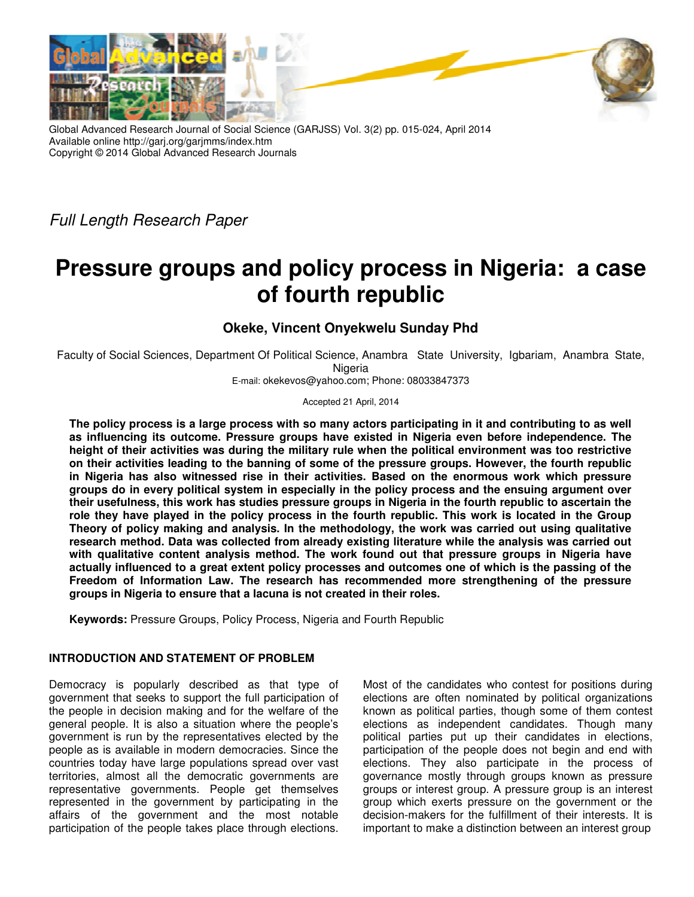Global Advanced Research Journal of Social Science (GARJSS) Vol. 3(2) pp. 015-024, April 2014
Available online http://garj.org/garjmms/index.htm
Copyright © 2014 Global Advanced Research Journals

*Full Length Research Paper*

# Pressure groups and policy process in Nigeria: a case of fourth republic

**Okeke, Vincent Onyekwelu Sunday Phd**

Faculty of Social Sciences, Department Of Political Science, Anambra State University, Igbariam, Anambra State, Nigeria
E-mail: okekevos@yahoo.com; Phone: 08033847373

Accepted 21 April, 2014

**The policy process is a large process with so many actors participating in it and contributing to as well as influencing its outcome. Pressure groups have existed in Nigeria even before independence. The height of their activities was during the military rule when the political environment was too restrictive on their activities leading to the banning of some of the pressure groups. However, the fourth republic in Nigeria has also witnessed rise in their activities. Based on the enormous work which pressure groups do in every political system in especially in the policy process and the ensuing argument over their usefulness, this work has studies pressure groups in Nigeria in the fourth republic to ascertain the role they have played in the policy process in the fourth republic. This work is located in the Group Theory of policy making and analysis. In the methodology, the work was carried out using qualitative research method. Data was collected from already existing literature while the analysis was carried out with qualitative content analysis method. The work found out that pressure groups in Nigeria have actually influenced to a great extent policy processes and outcomes one of which is the passing of the Freedom of Information Law. The research has recommended more strengthening of the pressure groups in Nigeria to ensure that a lacuna is not created in their roles.**

**Keywords:** Pressure Groups, Policy Process, Nigeria and Fourth Republic

## INTRODUCTION AND STATEMENT OF PROBLEM

Democracy is popularly described as that type of government that seeks to support the full participation of the people in decision making and for the welfare of the general people. It is also a situation where the people's government is run by the representatives elected by the people as is available in modern democracies. Since the countries today have large populations spread over vast territories, almost all the democratic governments are representative governments. People get themselves represented in the government by participating in the affairs of the government and the most notable participation of the people takes place through elections. Most of the candidates who contest for positions during elections are often nominated by political organizations known as political parties, though some of them contest elections as independent candidates. Though many political parties put up their candidates in elections, participation of the people does not begin and end with elections. They also participate in the process of governance mostly through groups known as pressure groups or interest group. A pressure group is an interest group which exerts pressure on the government or the decision-makers for the fulfillment of their interests. It is important to make a distinction between an interest group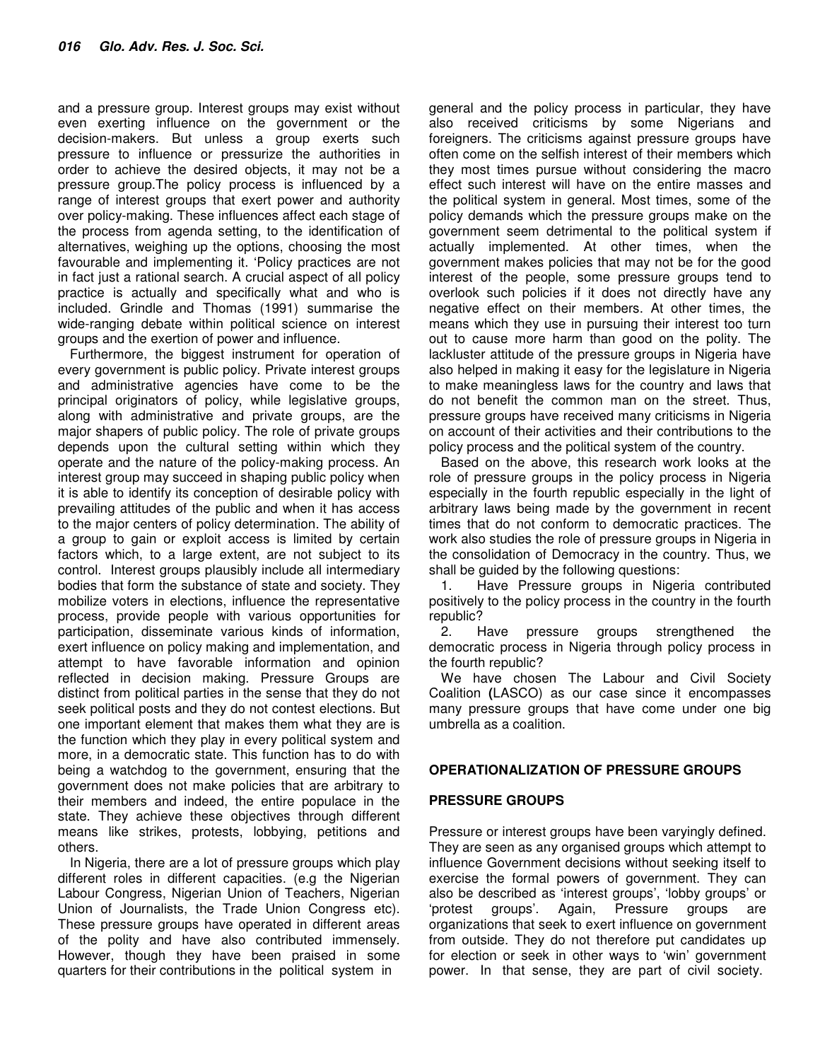and a pressure group. Interest groups may exist without even exerting influence on the government or the decision-makers. But unless a group exerts such pressure to influence or pressurize the authorities in order to achieve the desired objects, it may not be a pressure group.The policy process is influenced by a range of interest groups that exert power and authority over policy-making. These influences affect each stage of the process from agenda setting, to the identification of alternatives, weighing up the options, choosing the most favourable and implementing it. 'Policy practices are not in fact just a rational search. A crucial aspect of all policy practice is actually and specifically what and who is included. Grindle and Thomas (1991) summarise the wide-ranging debate within political science on interest groups and the exertion of power and influence.

Furthermore, the biggest instrument for operation of every government is public policy. Private interest groups and administrative agencies have come to be the principal originators of policy, while legislative groups, along with administrative and private groups, are the major shapers of public policy. The role of private groups depends upon the cultural setting within which they operate and the nature of the policy-making process. An interest group may succeed in shaping public policy when it is able to identify its conception of desirable policy with prevailing attitudes of the public and when it has access to the major centers of policy determination. The ability of a group to gain or exploit access is limited by certain factors which, to a large extent, are not subject to its control. Interest groups plausibly include all intermediary bodies that form the substance of state and society. They mobilize voters in elections, influence the representative process, provide people with various opportunities for participation, disseminate various kinds of information, exert influence on policy making and implementation, and attempt to have favorable information and opinion reflected in decision making. Pressure Groups are distinct from political parties in the sense that they do not seek political posts and they do not contest elections. But one important element that makes them what they are is the function which they play in every political system and more, in a democratic state. This function has to do with being a watchdog to the government, ensuring that the government does not make policies that are arbitrary to their members and indeed, the entire populace in the state. They achieve these objectives through different means like strikes, protests, lobbying, petitions and others.

In Nigeria, there are a lot of pressure groups which play different roles in different capacities. (e.g the Nigerian Labour Congress, Nigerian Union of Teachers, Nigerian Union of Journalists, the Trade Union Congress etc). These pressure groups have operated in different areas of the polity and have also contributed immensely. However, though they have been praised in some quarters for their contributions in the political system in general and the policy process in particular, they have also received criticisms by some Nigerians and foreigners. The criticisms against pressure groups have often come on the selfish interest of their members which they most times pursue without considering the macro effect such interest will have on the entire masses and the political system in general. Most times, some of the policy demands which the pressure groups make on the government seem detrimental to the political system if actually implemented. At other times, when the government makes policies that may not be for the good interest of the people, some pressure groups tend to overlook such policies if it does not directly have any negative effect on their members. At other times, the means which they use in pursuing their interest too turn out to cause more harm than good on the polity. The lackluster attitude of the pressure groups in Nigeria have also helped in making it easy for the legislature in Nigeria to make meaningless laws for the country and laws that do not benefit the common man on the street. Thus, pressure groups have received many criticisms in Nigeria on account of their activities and their contributions to the policy process and the political system of the country.

Based on the above, this research work looks at the role of pressure groups in the policy process in Nigeria especially in the fourth republic especially in the light of arbitrary laws being made by the government in recent times that do not conform to democratic practices. The work also studies the role of pressure groups in Nigeria in the consolidation of Democracy in the country. Thus, we shall be guided by the following questions:

1. Have Pressure groups in Nigeria contributed positively to the policy process in the country in the fourth republic?
2. Have pressure groups strengthened the democratic process in Nigeria through policy process in the fourth republic?

We have chosen The Labour and Civil Society Coalition **(**LASCO) as our case since it encompasses many pressure groups that have come under one big umbrella as a coalition.

## OPERATIONALIZATION OF PRESSURE GROUPS

### PRESSURE GROUPS

Pressure or interest groups have been varyingly defined. They are seen as any organised groups which attempt to influence Government decisions without seeking itself to exercise the formal powers of government. They can also be described as 'interest groups', 'lobby groups' or 'protest groups'. Again, Pressure groups are organizations that seek to exert influence on government from outside. They do not therefore put candidates up for election or seek in other ways to 'win' government power. In that sense, they are part of civil society.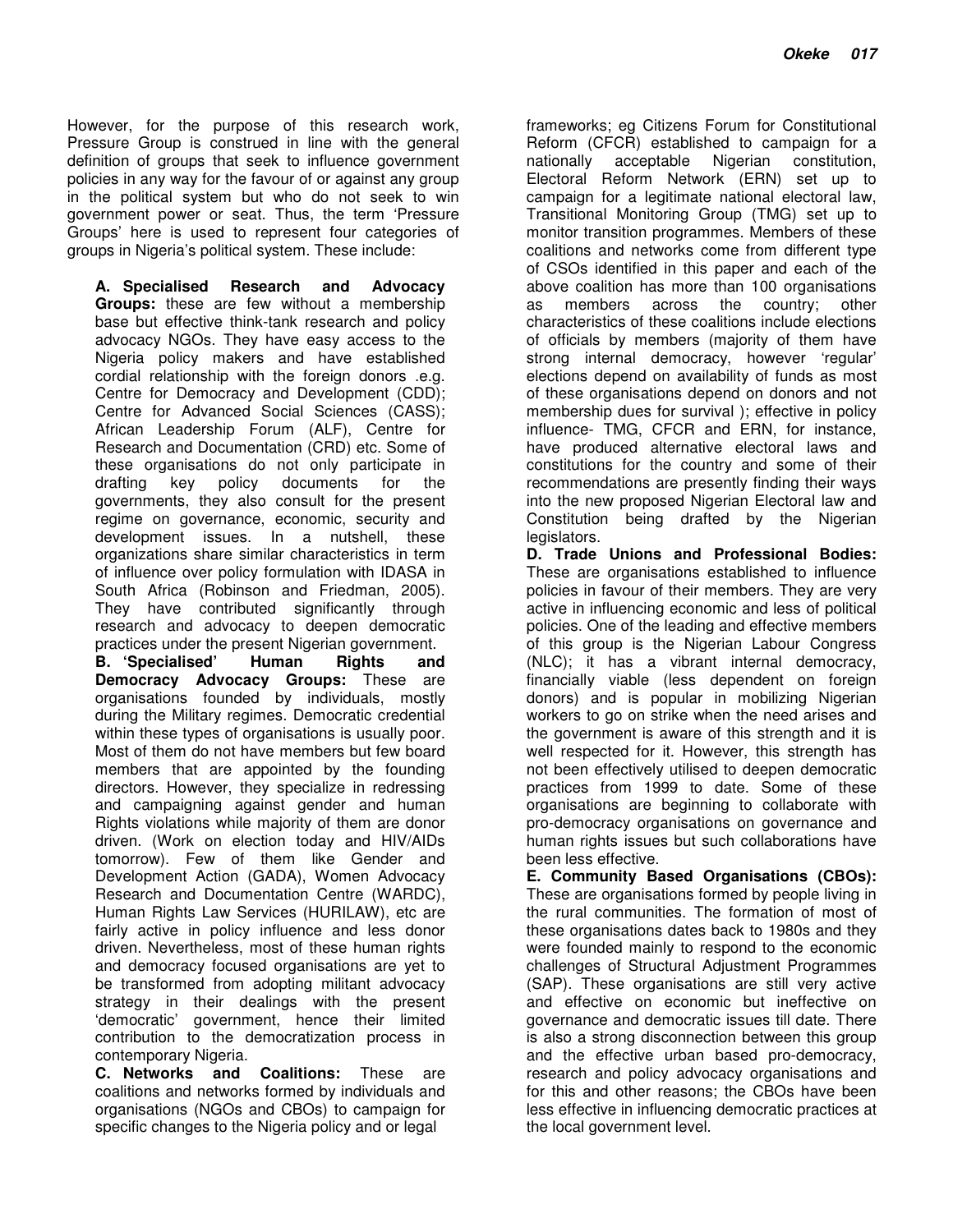However, for the purpose of this research work, Pressure Group is construed in line with the general definition of groups that seek to influence government policies in any way for the favour of or against any group in the political system but who do not seek to win government power or seat. Thus, the term 'Pressure Groups' here is used to represent four categories of groups in Nigeria's political system. These include:

**A. Specialised Research and Advocacy Groups:** these are few without a membership base but effective think-tank research and policy advocacy NGOs. They have easy access to the Nigeria policy makers and have established cordial relationship with the foreign donors .e.g. Centre for Democracy and Development (CDD); Centre for Advanced Social Sciences (CASS); African Leadership Forum (ALF), Centre for Research and Documentation (CRD) etc. Some of these organisations do not only participate in drafting key policy documents for the governments, they also consult for the present regime on governance, economic, security and development issues. In a nutshell, these organizations share similar characteristics in term of influence over policy formulation with IDASA in South Africa (Robinson and Friedman, 2005). They have contributed significantly through research and advocacy to deepen democratic practices under the present Nigerian government.

**B. 'Specialised' Human Rights and Democracy Advocacy Groups:** These are organisations founded by individuals, mostly during the Military regimes. Democratic credential within these types of organisations is usually poor. Most of them do not have members but few board members that are appointed by the founding directors. However, they specialize in redressing and campaigning against gender and human Rights violations while majority of them are donor driven. (Work on election today and HIV/AIDs tomorrow). Few of them like Gender and Development Action (GADA), Women Advocacy Research and Documentation Centre (WARDC), Human Rights Law Services (HURILAW), etc are fairly active in policy influence and less donor driven. Nevertheless, most of these human rights and democracy focused organisations are yet to be transformed from adopting militant advocacy strategy in their dealings with the present 'democratic' government, hence their limited contribution to the democratization process in contemporary Nigeria.

**C. Networks and Coalitions:** These are coalitions and networks formed by individuals and organisations (NGOs and CBOs) to campaign for specific changes to the Nigeria policy and or legal frameworks; eg Citizens Forum for Constitutional Reform (CFCR) established to campaign for a nationally acceptable Nigerian constitution, Electoral Reform Network (ERN) set up to campaign for a legitimate national electoral law, Transitional Monitoring Group (TMG) set up to monitor transition programmes. Members of these coalitions and networks come from different type of CSOs identified in this paper and each of the above coalition has more than 100 organisations as members across the country; other characteristics of these coalitions include elections of officials by members (majority of them have strong internal democracy, however 'regular' elections depend on availability of funds as most of these organisations depend on donors and not membership dues for survival ); effective in policy influence- TMG, CFCR and ERN, for instance, have produced alternative electoral laws and constitutions for the country and some of their recommendations are presently finding their ways into the new proposed Nigerian Electoral law and Constitution being drafted by the Nigerian legislators.

**D. Trade Unions and Professional Bodies:** These are organisations established to influence policies in favour of their members. They are very active in influencing economic and less of political policies. One of the leading and effective members of this group is the Nigerian Labour Congress (NLC); it has a vibrant internal democracy, financially viable (less dependent on foreign donors) and is popular in mobilizing Nigerian workers to go on strike when the need arises and the government is aware of this strength and it is well respected for it. However, this strength has not been effectively utilised to deepen democratic practices from 1999 to date. Some of these organisations are beginning to collaborate with pro-democracy organisations on governance and human rights issues but such collaborations have been less effective.

**E. Community Based Organisations (CBOs):** These are organisations formed by people living in the rural communities. The formation of most of these organisations dates back to 1980s and they were founded mainly to respond to the economic challenges of Structural Adjustment Programmes (SAP). These organisations are still very active and effective on economic but ineffective on governance and democratic issues till date. There is also a strong disconnection between this group and the effective urban based pro-democracy, research and policy advocacy organisations and for this and other reasons; the CBOs have been less effective in influencing democratic practices at the local government level.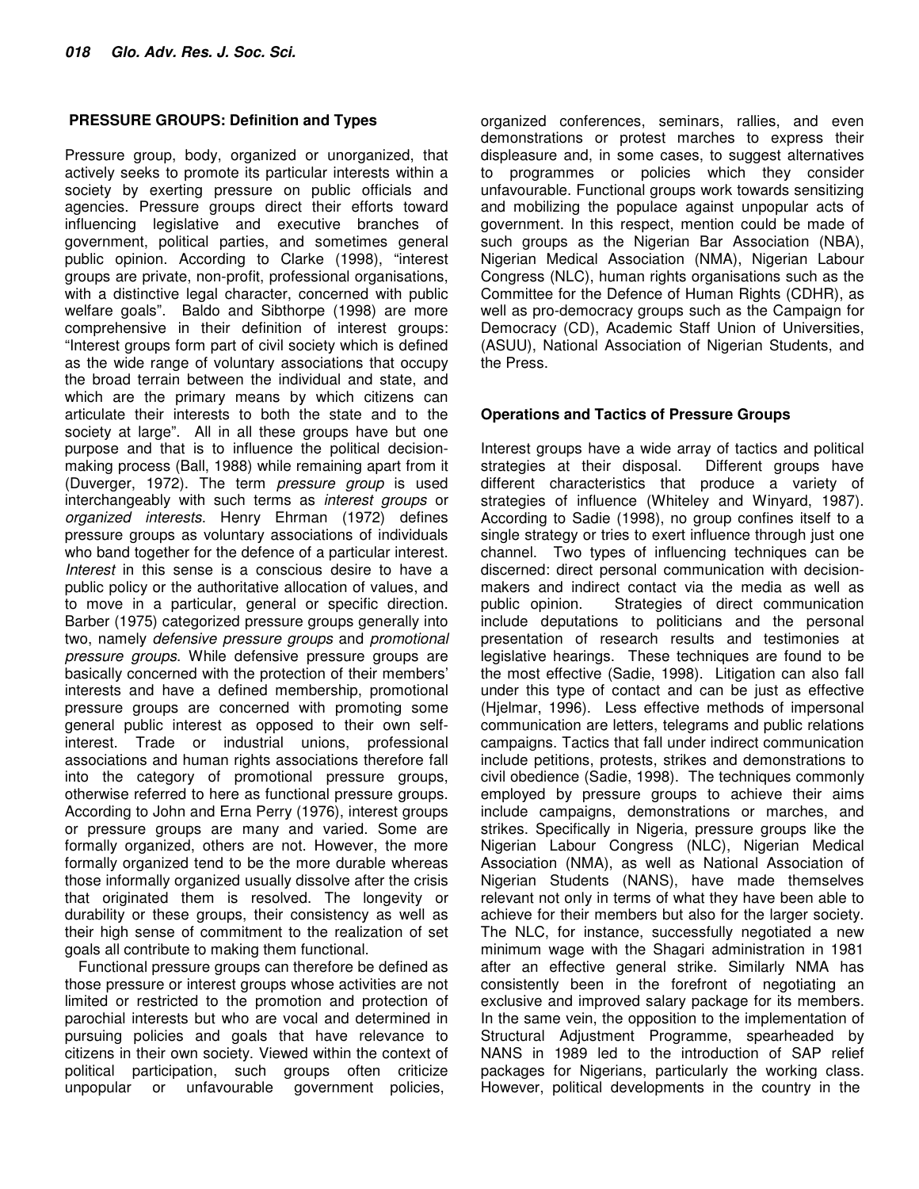## PRESSURE GROUPS: Definition and Types

Pressure group, body, organized or unorganized, that actively seeks to promote its particular interests within a society by exerting pressure on public officials and agencies. Pressure groups direct their efforts toward influencing legislative and executive branches of government, political parties, and sometimes general public opinion. According to Clarke (1998), "interest groups are private, non-profit, professional organisations, with a distinctive legal character, concerned with public welfare goals". Baldo and Sibthorpe (1998) are more comprehensive in their definition of interest groups: "Interest groups form part of civil society which is defined as the wide range of voluntary associations that occupy the broad terrain between the individual and state, and which are the primary means by which citizens can articulate their interests to both the state and to the society at large". All in all these groups have but one purpose and that is to influence the political decision-making process (Ball, 1988) while remaining apart from it (Duverger, 1972). The term *pressure group* is used interchangeably with such terms as *interest groups* or *organized interests*. Henry Ehrman (1972) defines pressure groups as voluntary associations of individuals who band together for the defence of a particular interest. *Interest* in this sense is a conscious desire to have a public policy or the authoritative allocation of values, and to move in a particular, general or specific direction. Barber (1975) categorized pressure groups generally into two, namely *defensive pressure groups* and *promotional pressure groups*. While defensive pressure groups are basically concerned with the protection of their members' interests and have a defined membership, promotional pressure groups are concerned with promoting some general public interest as opposed to their own self-interest. Trade or industrial unions, professional associations and human rights associations therefore fall into the category of promotional pressure groups, otherwise referred to here as functional pressure groups. According to John and Erna Perry (1976), interest groups or pressure groups are many and varied. Some are formally organized, others are not. However, the more formally organized tend to be the more durable whereas those informally organized usually dissolve after the crisis that originated them is resolved. The longevity or durability or these groups, their consistency as well as their high sense of commitment to the realization of set goals all contribute to making them functional.

Functional pressure groups can therefore be defined as those pressure or interest groups whose activities are not limited or restricted to the promotion and protection of parochial interests but who are vocal and determined in pursuing policies and goals that have relevance to citizens in their own society. Viewed within the context of political participation, such groups often criticize unpopular or unfavourable government policies, organized conferences, seminars, rallies, and even demonstrations or protest marches to express their displeasure and, in some cases, to suggest alternatives to programmes or policies which they consider unfavourable. Functional groups work towards sensitizing and mobilizing the populace against unpopular acts of government. In this respect, mention could be made of such groups as the Nigerian Bar Association (NBA), Nigerian Medical Association (NMA), Nigerian Labour Congress (NLC), human rights organisations such as the Committee for the Defence of Human Rights (CDHR), as well as pro-democracy groups such as the Campaign for Democracy (CD), Academic Staff Union of Universities, (ASUU), National Association of Nigerian Students, and the Press.

## Operations and Tactics of Pressure Groups

Interest groups have a wide array of tactics and political strategies at their disposal. Different groups have different characteristics that produce a variety of strategies of influence (Whiteley and Winyard, 1987). According to Sadie (1998), no group confines itself to a single strategy or tries to exert influence through just one channel. Two types of influencing techniques can be discerned: direct personal communication with decision-makers and indirect contact via the media as well as public opinion. Strategies of direct communication include deputations to politicians and the personal presentation of research results and testimonies at legislative hearings. These techniques are found to be the most effective (Sadie, 1998). Litigation can also fall under this type of contact and can be just as effective (Hjelmar, 1996). Less effective methods of impersonal communication are letters, telegrams and public relations campaigns. Tactics that fall under indirect communication include petitions, protests, strikes and demonstrations to civil obedience (Sadie, 1998). The techniques commonly employed by pressure groups to achieve their aims include campaigns, demonstrations or marches, and strikes. Specifically in Nigeria, pressure groups like the Nigerian Labour Congress (NLC), Nigerian Medical Association (NMA), as well as National Association of Nigerian Students (NANS), have made themselves relevant not only in terms of what they have been able to achieve for their members but also for the larger society. The NLC, for instance, successfully negotiated a new minimum wage with the Shagari administration in 1981 after an effective general strike. Similarly NMA has consistently been in the forefront of negotiating an exclusive and improved salary package for its members. In the same vein, the opposition to the implementation of Structural Adjustment Programme, spearheaded by NANS in 1989 led to the introduction of SAP relief packages for Nigerians, particularly the working class. However, political developments in the country in the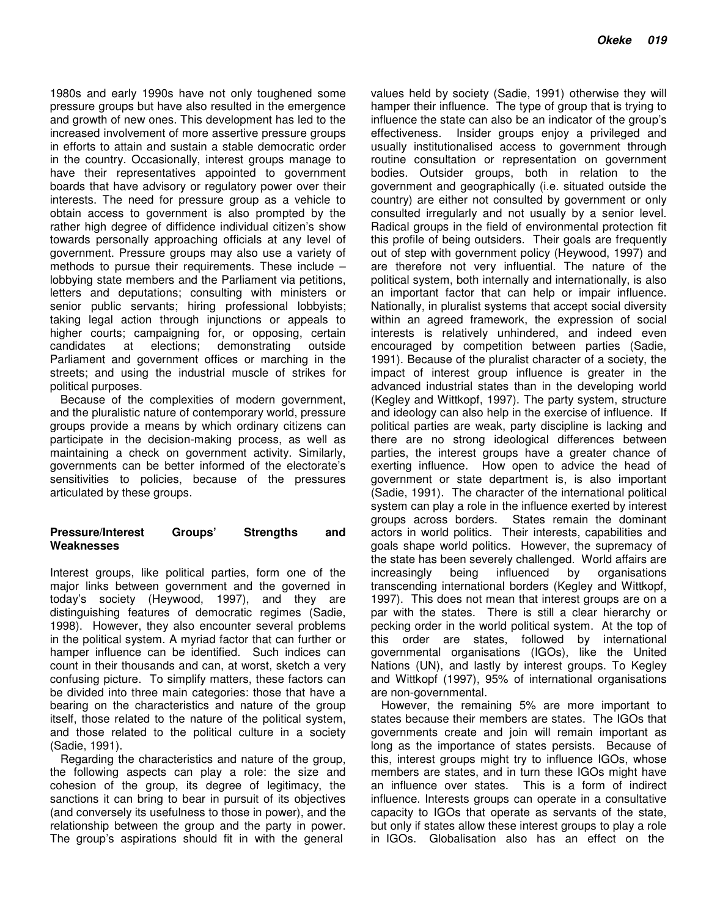1980s and early 1990s have not only toughened some pressure groups but have also resulted in the emergence and growth of new ones. This development has led to the increased involvement of more assertive pressure groups in efforts to attain and sustain a stable democratic order in the country. Occasionally, interest groups manage to have their representatives appointed to government boards that have advisory or regulatory power over their interests. The need for pressure group as a vehicle to obtain access to government is also prompted by the rather high degree of diffidence individual citizen's show towards personally approaching officials at any level of government. Pressure groups may also use a variety of methods to pursue their requirements. These include – lobbying state members and the Parliament via petitions, letters and deputations; consulting with ministers or senior public servants; hiring professional lobbyists; taking legal action through injunctions or appeals to higher courts; campaigning for, or opposing, certain candidates at elections; demonstrating outside Parliament and government offices or marching in the streets; and using the industrial muscle of strikes for political purposes.

Because of the complexities of modern government, and the pluralistic nature of contemporary world, pressure groups provide a means by which ordinary citizens can participate in the decision-making process, as well as maintaining a check on government activity. Similarly, governments can be better informed of the electorate's sensitivities to policies, because of the pressures articulated by these groups.

## Pressure/Interest Groups' Strengths and Weaknesses

Interest groups, like political parties, form one of the major links between government and the governed in today's society (Heywood, 1997), and they are distinguishing features of democratic regimes (Sadie, 1998). However, they also encounter several problems in the political system. A myriad factor that can further or hamper influence can be identified. Such indices can count in their thousands and can, at worst, sketch a very confusing picture. To simplify matters, these factors can be divided into three main categories: those that have a bearing on the characteristics and nature of the group itself, those related to the nature of the political system, and those related to the political culture in a society (Sadie, 1991).

Regarding the characteristics and nature of the group, the following aspects can play a role: the size and cohesion of the group, its degree of legitimacy, the sanctions it can bring to bear in pursuit of its objectives (and conversely its usefulness to those in power), and the relationship between the group and the party in power. The group's aspirations should fit in with the general values held by society (Sadie, 1991) otherwise they will hamper their influence. The type of group that is trying to influence the state can also be an indicator of the group's effectiveness. Insider groups enjoy a privileged and usually institutionalised access to government through routine consultation or representation on government bodies. Outsider groups, both in relation to the government and geographically (i.e. situated outside the country) are either not consulted by government or only consulted irregularly and not usually by a senior level. Radical groups in the field of environmental protection fit this profile of being outsiders. Their goals are frequently out of step with government policy (Heywood, 1997) and are therefore not very influential. The nature of the political system, both internally and internationally, is also an important factor that can help or impair influence. Nationally, in pluralist systems that accept social diversity within an agreed framework, the expression of social interests is relatively unhindered, and indeed even encouraged by competition between parties (Sadie, 1991). Because of the pluralist character of a society, the impact of interest group influence is greater in the advanced industrial states than in the developing world (Kegley and Wittkopf, 1997). The party system, structure and ideology can also help in the exercise of influence. If political parties are weak, party discipline is lacking and there are no strong ideological differences between parties, the interest groups have a greater chance of exerting influence. How open to advice the head of government or state department is, is also important (Sadie, 1991). The character of the international political system can play a role in the influence exerted by interest groups across borders. States remain the dominant actors in world politics. Their interests, capabilities and goals shape world politics. However, the supremacy of the state has been severely challenged. World affairs are increasingly being influenced by organisations transcending international borders (Kegley and Wittkopf, 1997). This does not mean that interest groups are on a par with the states. There is still a clear hierarchy or pecking order in the world political system. At the top of this order are states, followed by international governmental organisations (IGOs), like the United Nations (UN), and lastly by interest groups. To Kegley and Wittkopf (1997), 95% of international organisations are non-governmental.

However, the remaining 5% are more important to states because their members are states. The IGOs that governments create and join will remain important as long as the importance of states persists. Because of this, interest groups might try to influence IGOs, whose members are states, and in turn these IGOs might have an influence over states. This is a form of indirect influence. Interests groups can operate in a consultative capacity to IGOs that operate as servants of the state, but only if states allow these interest groups to play a role in IGOs. Globalisation also has an effect on the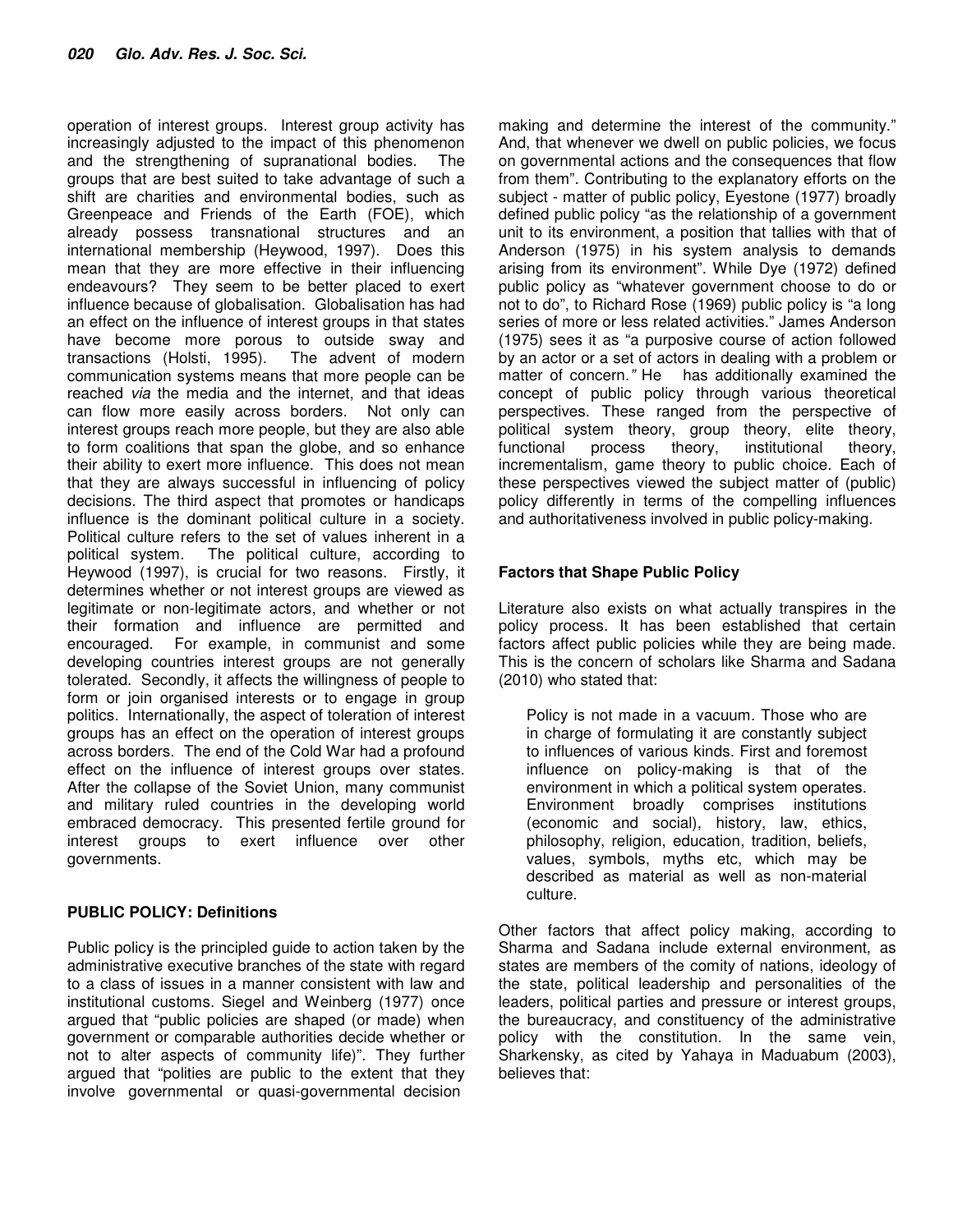operation of interest groups. Interest group activity has increasingly adjusted to the impact of this phenomenon and the strengthening of supranational bodies. The groups that are best suited to take advantage of such a shift are charities and environmental bodies, such as Greenpeace and Friends of the Earth (FOE), which already possess transnational structures and an international membership (Heywood, 1997). Does this mean that they are more effective in their influencing endeavours? They seem to be better placed to exert influence because of globalisation. Globalisation has had an effect on the influence of interest groups in that states have become more porous to outside sway and transactions (Holsti, 1995). The advent of modern communication systems means that more people can be reached *via* the media and the internet, and that ideas can flow more easily across borders. Not only can interest groups reach more people, but they are also able to form coalitions that span the globe, and so enhance their ability to exert more influence. This does not mean that they are always successful in influencing of policy decisions. The third aspect that promotes or handicaps influence is the dominant political culture in a society. Political culture refers to the set of values inherent in a political system. The political culture, according to Heywood (1997), is crucial for two reasons. Firstly, it determines whether or not interest groups are viewed as legitimate or non-legitimate actors, and whether or not their formation and influence are permitted and encouraged. For example, in communist and some developing countries interest groups are not generally tolerated. Secondly, it affects the willingness of people to form or join organised interests or to engage in group politics. Internationally, the aspect of toleration of interest groups has an effect on the operation of interest groups across borders. The end of the Cold War had a profound effect on the influence of interest groups over states. After the collapse of the Soviet Union, many communist and military ruled countries in the developing world embraced democracy. This presented fertile ground for interest groups to exert influence over other governments.

## PUBLIC POLICY: Definitions

Public policy is the principled guide to action taken by the administrative executive branches of the state with regard to a class of issues in a manner consistent with law and institutional customs. Siegel and Weinberg (1977) once argued that "public policies are shaped (or made) when government or comparable authorities decide whether or not to alter aspects of community life)". They further argued that "polities are public to the extent that they involve governmental or quasi-governmental decision making and determine the interest of the community." And, that whenever we dwell on public policies, we focus on governmental actions and the consequences that flow from them". Contributing to the explanatory efforts on the subject - matter of public policy, Eyestone (1977) broadly defined public policy "as the relationship of a government unit to its environment, a position that tallies with that of Anderson (1975) in his system analysis to demands arising from its environment". While Dye (1972) defined public policy as "whatever government choose to do or not to do", to Richard Rose (1969) public policy is "a long series of more or less related activities." James Anderson (1975) sees it as "a purposive course of action followed by an actor or a set of actors in dealing with a problem or matter of concern.*"* He has additionally examined the concept of public policy through various theoretical perspectives. These ranged from the perspective of political system theory, group theory, elite theory, functional process theory, institutional theory, incrementalism, game theory to public choice. Each of these perspectives viewed the subject matter of (public) policy differently in terms of the compelling influences and authoritativeness involved in public policy-making.

## Factors that Shape Public Policy

Literature also exists on what actually transpires in the policy process. It has been established that certain factors affect public policies while they are being made. This is the concern of scholars like Sharma and Sadana (2010) who stated that:

> Policy is not made in a vacuum. Those who are in charge of formulating it are constantly subject to influences of various kinds. First and foremost influence on policy-making is that of the environment in which a political system operates. Environment broadly comprises institutions (economic and social), history, law, ethics, philosophy, religion, education, tradition, beliefs, values, symbols, myths etc, which may be described as material as well as non-material culture.

Other factors that affect policy making, according to Sharma and Sadana include external environment, as states are members of the comity of nations, ideology of the state, political leadership and personalities of the leaders, political parties and pressure or interest groups, the bureaucracy, and constituency of the administrative policy with the constitution. In the same vein, Sharkensky, as cited by Yahaya in Maduabum (2003), believes that: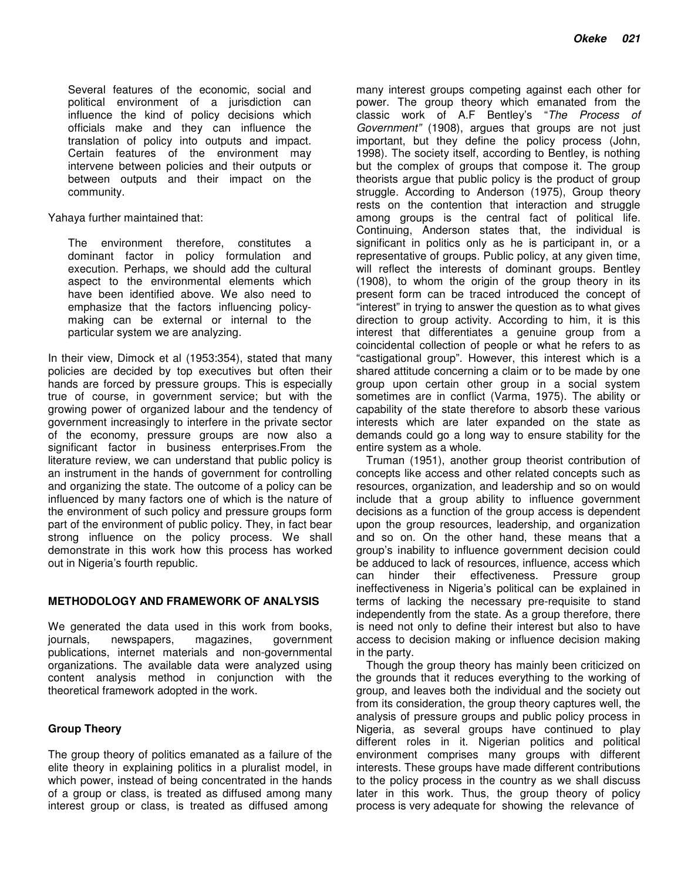> Several features of the economic, social and political environment of a jurisdiction can influence the kind of policy decisions which officials make and they can influence the translation of policy into outputs and impact. Certain features of the environment may intervene between policies and their outputs or between outputs and their impact on the community.

Yahaya further maintained that:

> The environment therefore, constitutes a dominant factor in policy formulation and execution. Perhaps, we should add the cultural aspect to the environmental elements which have been identified above. We also need to emphasize that the factors influencing policy-making can be external or internal to the particular system we are analyzing.

In their view, Dimock et al (1953:354), stated that many policies are decided by top executives but often their hands are forced by pressure groups. This is especially true of course, in government service; but with the growing power of organized labour and the tendency of government increasingly to interfere in the private sector of the economy, pressure groups are now also a significant factor in business enterprises.From the literature review, we can understand that public policy is an instrument in the hands of government for controlling and organizing the state. The outcome of a policy can be influenced by many factors one of which is the nature of the environment of such policy and pressure groups form part of the environment of public policy. They, in fact bear strong influence on the policy process. We shall demonstrate in this work how this process has worked out in Nigeria's fourth republic.

## METHODOLOGY AND FRAMEWORK OF ANALYSIS

We generated the data used in this work from books, journals, newspapers, magazines, government publications, internet materials and non-governmental organizations. The available data were analyzed using content analysis method in conjunction with the theoretical framework adopted in the work.

### Group Theory

The group theory of politics emanated as a failure of the elite theory in explaining politics in a pluralist model, in which power, instead of being concentrated in the hands of a group or class, is treated as diffused among many interest group or class, is treated as diffused among many interest groups competing against each other for power. The group theory which emanated from the classic work of A.F Bentley's "*The Process of Government"* (1908), argues that groups are not just important, but they define the policy process (John, 1998). The society itself, according to Bentley, is nothing but the complex of groups that compose it. The group theorists argue that public policy is the product of group struggle. According to Anderson (1975), Group theory rests on the contention that interaction and struggle among groups is the central fact of political life. Continuing, Anderson states that, the individual is significant in politics only as he is participant in, or a representative of groups. Public policy, at any given time, will reflect the interests of dominant groups. Bentley (1908), to whom the origin of the group theory in its present form can be traced introduced the concept of "interest" in trying to answer the question as to what gives direction to group activity. According to him, it is this interest that differentiates a genuine group from a coincidental collection of people or what he refers to as "castigational group". However, this interest which is a shared attitude concerning a claim or to be made by one group upon certain other group in a social system sometimes are in conflict (Varma, 1975). The ability or capability of the state therefore to absorb these various interests which are later expanded on the state as demands could go a long way to ensure stability for the entire system as a whole.

Truman (1951), another group theorist contribution of concepts like access and other related concepts such as resources, organization, and leadership and so on would include that a group ability to influence government decisions as a function of the group access is dependent upon the group resources, leadership, and organization and so on. On the other hand, these means that a group's inability to influence government decision could be adduced to lack of resources, influence, access which can hinder their effectiveness. Pressure group ineffectiveness in Nigeria's political can be explained in terms of lacking the necessary pre-requisite to stand independently from the state. As a group therefore, there is need not only to define their interest but also to have access to decision making or influence decision making in the party.

Though the group theory has mainly been criticized on the grounds that it reduces everything to the working of group, and leaves both the individual and the society out from its consideration, the group theory captures well, the analysis of pressure groups and public policy process in Nigeria, as several groups have continued to play different roles in it. Nigerian politics and political environment comprises many groups with different interests. These groups have made different contributions to the policy process in the country as we shall discuss later in this work. Thus, the group theory of policy process is very adequate for showing the relevance of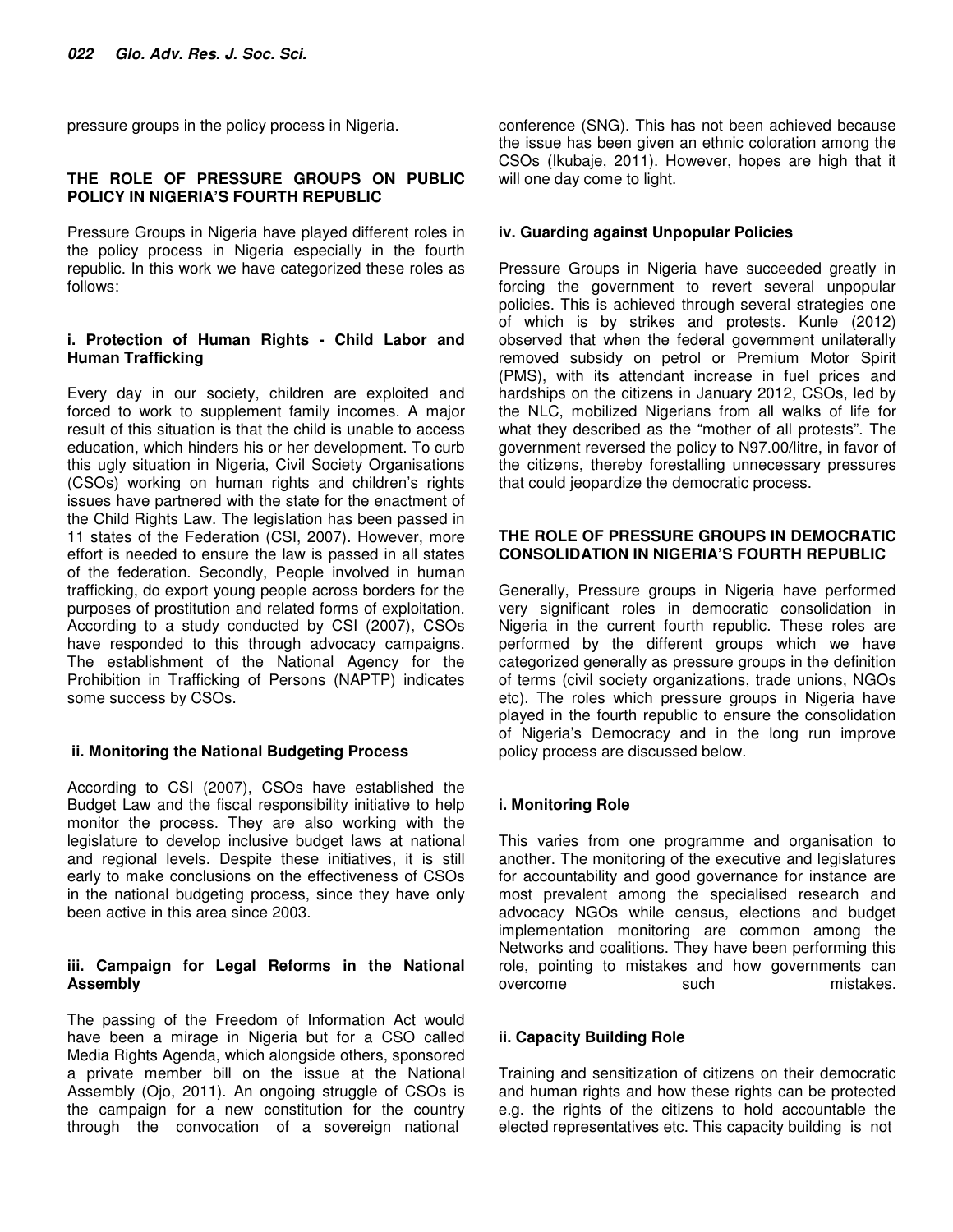pressure groups in the policy process in Nigeria.

## THE ROLE OF PRESSURE GROUPS ON PUBLIC POLICY IN NIGERIA'S FOURTH REPUBLIC

Pressure Groups in Nigeria have played different roles in the policy process in Nigeria especially in the fourth republic. In this work we have categorized these roles as follows:

### i. Protection of Human Rights - Child Labor and Human Trafficking

Every day in our society, children are exploited and forced to work to supplement family incomes. A major result of this situation is that the child is unable to access education, which hinders his or her development. To curb this ugly situation in Nigeria, Civil Society Organisations (CSOs) working on human rights and children's rights issues have partnered with the state for the enactment of the Child Rights Law. The legislation has been passed in 11 states of the Federation (CSI, 2007). However, more effort is needed to ensure the law is passed in all states of the federation. Secondly, People involved in human trafficking, do export young people across borders for the purposes of prostitution and related forms of exploitation. According to a study conducted by CSI (2007), CSOs have responded to this through advocacy campaigns. The establishment of the National Agency for the Prohibition in Trafficking of Persons (NAPTP) indicates some success by CSOs.

### ii. Monitoring the National Budgeting Process

According to CSI (2007), CSOs have established the Budget Law and the fiscal responsibility initiative to help monitor the process. They are also working with the legislature to develop inclusive budget laws at national and regional levels. Despite these initiatives, it is still early to make conclusions on the effectiveness of CSOs in the national budgeting process, since they have only been active in this area since 2003.

### iii. Campaign for Legal Reforms in the National Assembly

The passing of the Freedom of Information Act would have been a mirage in Nigeria but for a CSO called Media Rights Agenda, which alongside others, sponsored a private member bill on the issue at the National Assembly (Ojo, 2011). An ongoing struggle of CSOs is the campaign for a new constitution for the country through the convocation of a sovereign national conference (SNG). This has not been achieved because the issue has been given an ethnic coloration among the CSOs (Ikubaje, 2011). However, hopes are high that it will one day come to light.

### iv. Guarding against Unpopular Policies

Pressure Groups in Nigeria have succeeded greatly in forcing the government to revert several unpopular policies. This is achieved through several strategies one of which is by strikes and protests. Kunle (2012) observed that when the federal government unilaterally removed subsidy on petrol or Premium Motor Spirit (PMS), with its attendant increase in fuel prices and hardships on the citizens in January 2012, CSOs, led by the NLC, mobilized Nigerians from all walks of life for what they described as the "mother of all protests". The government reversed the policy to N97.00/litre, in favor of the citizens, thereby forestalling unnecessary pressures that could jeopardize the democratic process.

## THE ROLE OF PRESSURE GROUPS IN DEMOCRATIC CONSOLIDATION IN NIGERIA'S FOURTH REPUBLIC

Generally, Pressure groups in Nigeria have performed very significant roles in democratic consolidation in Nigeria in the current fourth republic. These roles are performed by the different groups which we have categorized generally as pressure groups in the definition of terms (civil society organizations, trade unions, NGOs etc). The roles which pressure groups in Nigeria have played in the fourth republic to ensure the consolidation of Nigeria's Democracy and in the long run improve policy process are discussed below.

### i. Monitoring Role

This varies from one programme and organisation to another. The monitoring of the executive and legislatures for accountability and good governance for instance are most prevalent among the specialised research and advocacy NGOs while census, elections and budget implementation monitoring are common among the Networks and coalitions. They have been performing this role, pointing to mistakes and how governments can overcome such mistakes.

### ii. Capacity Building Role

Training and sensitization of citizens on their democratic and human rights and how these rights can be protected e.g. the rights of the citizens to hold accountable the elected representatives etc. This capacity building is not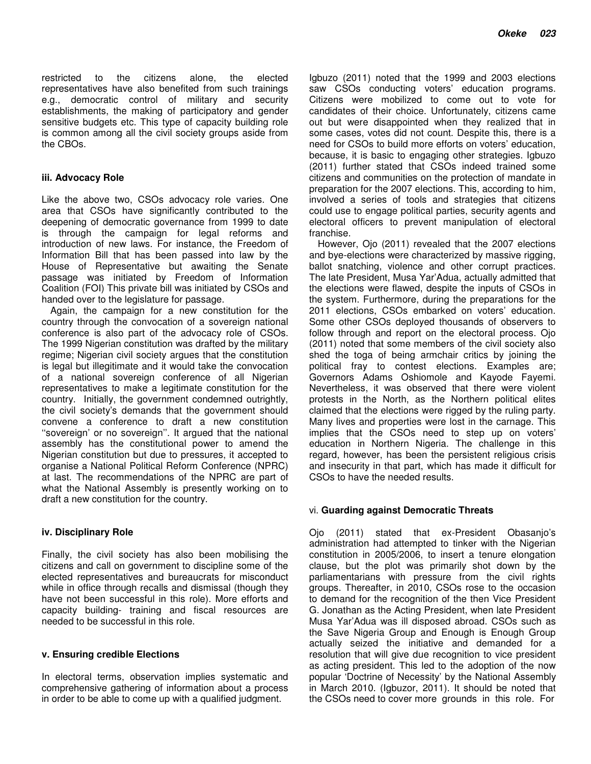restricted to the citizens alone, the elected representatives have also benefited from such trainings e.g., democratic control of military and security establishments, the making of participatory and gender sensitive budgets etc. This type of capacity building role is common among all the civil society groups aside from the CBOs.

#### iii. Advocacy Role

Like the above two, CSOs advocacy role varies. One area that CSOs have significantly contributed to the deepening of democratic governance from 1999 to date is through the campaign for legal reforms and introduction of new laws. For instance, the Freedom of Information Bill that has been passed into law by the House of Representative but awaiting the Senate passage was initiated by Freedom of Information Coalition (FOI) This private bill was initiated by CSOs and handed over to the legislature for passage.

Again, the campaign for a new constitution for the country through the convocation of a sovereign national conference is also part of the advocacy role of CSOs. The 1999 Nigerian constitution was drafted by the military regime; Nigerian civil society argues that the constitution is legal but illegitimate and it would take the convocation of a national sovereign conference of all Nigerian representatives to make a legitimate constitution for the country. Initially, the government condemned outrightly, the civil society's demands that the government should convene a conference to draft a new constitution ''sovereign' or no sovereign''. It argued that the national assembly has the constitutional power to amend the Nigerian constitution but due to pressures, it accepted to organise a National Political Reform Conference (NPRC) at last. The recommendations of the NPRC are part of what the National Assembly is presently working on to draft a new constitution for the country.

#### iv. Disciplinary Role

Finally, the civil society has also been mobilising the citizens and call on government to discipline some of the elected representatives and bureaucrats for misconduct while in office through recalls and dismissal (though they have not been successful in this role). More efforts and capacity building- training and fiscal resources are needed to be successful in this role.

#### v. Ensuring credible Elections

In electoral terms, observation implies systematic and comprehensive gathering of information about a process in order to be able to come up with a qualified judgment.

Igbuzo (2011) noted that the 1999 and 2003 elections saw CSOs conducting voters' education programs. Citizens were mobilized to come out to vote for candidates of their choice. Unfortunately, citizens came out but were disappointed when they realized that in some cases, votes did not count. Despite this, there is a need for CSOs to build more efforts on voters' education, because, it is basic to engaging other strategies. Igbuzo (2011) further stated that CSOs indeed trained some citizens and communities on the protection of mandate in preparation for the 2007 elections. This, according to him, involved a series of tools and strategies that citizens could use to engage political parties, security agents and electoral officers to prevent manipulation of electoral franchise.

However, Ojo (2011) revealed that the 2007 elections and bye-elections were characterized by massive rigging, ballot snatching, violence and other corrupt practices. The late President, Musa Yar'Adua, actually admitted that the elections were flawed, despite the inputs of CSOs in the system. Furthermore, during the preparations for the 2011 elections, CSOs embarked on voters' education. Some other CSOs deployed thousands of observers to follow through and report on the electoral process. Ojo (2011) noted that some members of the civil society also shed the toga of being armchair critics by joining the political fray to contest elections. Examples are; Governors Adams Oshiomole and Kayode Fayemi. Nevertheless, it was observed that there were violent protests in the North, as the Northern political elites claimed that the elections were rigged by the ruling party. Many lives and properties were lost in the carnage. This implies that the CSOs need to step up on voters' education in Northern Nigeria. The challenge in this regard, however, has been the persistent religious crisis and insecurity in that part, which has made it difficult for CSOs to have the needed results.

#### vi. Guarding against Democratic Threats

Ojo (2011) stated that ex-President Obasanjo's administration had attempted to tinker with the Nigerian constitution in 2005/2006, to insert a tenure elongation clause, but the plot was primarily shot down by the parliamentarians with pressure from the civil rights groups. Thereafter, in 2010, CSOs rose to the occasion to demand for the recognition of the then Vice President G. Jonathan as the Acting President, when late President Musa Yar'Adua was ill disposed abroad. CSOs such as the Save Nigeria Group and Enough is Enough Group actually seized the initiative and demanded for a resolution that will give due recognition to vice president as acting president. This led to the adoption of the now popular 'Doctrine of Necessity' by the National Assembly in March 2010. (Igbuzor, 2011). It should be noted that the CSOs need to cover more grounds in this role. For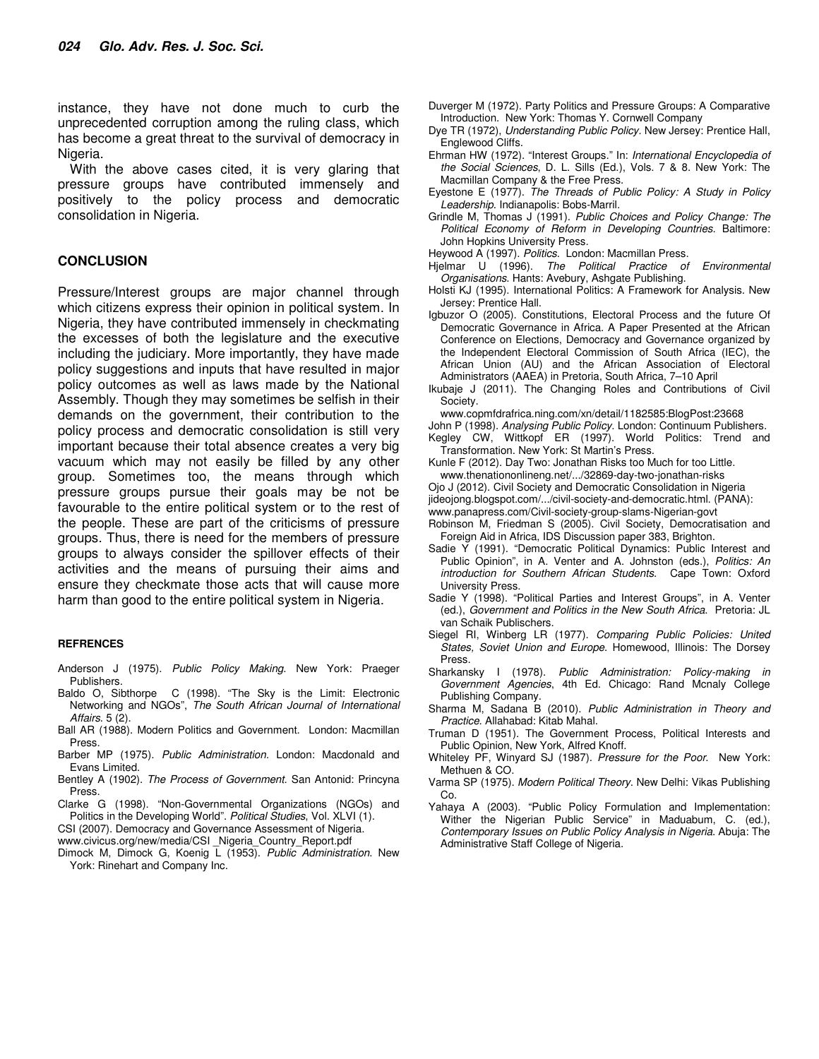instance, they have not done much to curb the unprecedented corruption among the ruling class, which has become a great threat to the survival of democracy in Nigeria.

With the above cases cited, it is very glaring that pressure groups have contributed immensely and positively to the policy process and democratic consolidation in Nigeria.

## CONCLUSION

Pressure/Interest groups are major channel through which citizens express their opinion in political system. In Nigeria, they have contributed immensely in checkmating the excesses of both the legislature and the executive including the judiciary. More importantly, they have made policy suggestions and inputs that have resulted in major policy outcomes as well as laws made by the National Assembly. Though they may sometimes be selfish in their demands on the government, their contribution to the policy process and democratic consolidation is still very important because their total absence creates a very big vacuum which may not easily be filled by any other group. Sometimes too, the means through which pressure groups pursue their goals may be not be favourable to the entire political system or to the rest of the people. These are part of the criticisms of pressure groups. Thus, there is need for the members of pressure groups to always consider the spillover effects of their activities and the means of pursuing their aims and ensure they checkmate those acts that will cause more harm than good to the entire political system in Nigeria.

## REFRENCES

- Anderson J (1975). *Public Policy Making*. New York: Praeger Publishers.
- Baldo O, Sibthorpe C (1998). "The Sky is the Limit: Electronic Networking and NGOs", *The South African Journal of International Affairs*. 5 (2).
- Ball AR (1988). Modern Politics and Government. London: Macmillan Press.
- Barber MP (1975). *Public Administration*. London: Macdonald and Evans Limited.
- Bentley A (1902). *The Process of Government*. San Antonid: Princyna Press.
- Clarke G (1998). "Non-Governmental Organizations (NGOs) and Politics in the Developing World". *Political Studies*, Vol. XLVI (1).
- CSI (2007). Democracy and Governance Assessment of Nigeria. www.civicus.org/new/media/CSI _Nigeria_Country_Report.pdf
- Dimock M, Dimock G, Koenig L (1953). *Public Administration*. New York: Rinehart and Company Inc.
- Duverger M (1972). Party Politics and Pressure Groups: A Comparative Introduction. New York: Thomas Y. Cornwell Company
- Dye TR (1972), *Understanding Public Policy*. New Jersey: Prentice Hall, Englewood Cliffs.
- Ehrman HW (1972). "Interest Groups." In: *International Encyclopedia of the Social Sciences*, D. L. Sills (Ed.), Vols. 7 & 8. New York: The Macmillan Company & the Free Press.
- Eyestone E (1977). *The Threads of Public Policy: A Study in Policy Leadership*. Indianapolis: Bobs-Marril.
- Grindle M, Thomas J (1991). *Public Choices and Policy Change: The Political Economy of Reform in Developing Countries*. Baltimore: John Hopkins University Press.
- Heywood A (1997). *Politics*. London: Macmillan Press.
- Hjelmar U (1996). *The Political Practice of Environmental Organisations*. Hants: Avebury, Ashgate Publishing.
- Holsti KJ (1995). International Politics: A Framework for Analysis. New Jersey: Prentice Hall.
- Igbuzor O (2005). Constitutions, Electoral Process and the future Of Democratic Governance in Africa. A Paper Presented at the African Conference on Elections, Democracy and Governance organized by the Independent Electoral Commission of South Africa (IEC), the African Union (AU) and the African Association of Electoral Administrators (AAEA) in Pretoria, South Africa, 7–10 April
- Ikubaje J (2011). The Changing Roles and Contributions of Civil Society. www.copmfdrafrica.ning.com/xn/detail/1182585:BlogPost:23668
- John P (1998). *Analysing Public Policy*. London: Continuum Publishers.
- Kegley CW, Wittkopf ER (1997). World Politics: Trend and Transformation. New York: St Martin's Press.
- Kunle F (2012). Day Two: Jonathan Risks too Much for too Little. www.thenationonlineng.net/.../32869-day-two-jonathan-risks
- Ojo J (2012). Civil Society and Democratic Consolidation in Nigeria jideojong.blogspot.com/.../civil-society-and-democratic.html. (PANA): www.panapress.com/Civil-society-group-slams-Nigerian-govt
- Robinson M, Friedman S (2005). Civil Society, Democratisation and Foreign Aid in Africa, IDS Discussion paper 383, Brighton.
- Sadie Y (1991). "Democratic Political Dynamics: Public Interest and Public Opinion", in A. Venter and A. Johnston (eds.), *Politics: An introduction for Southern African Students*. Cape Town: Oxford University Press.
- Sadie Y (1998). "Political Parties and Interest Groups", in A. Venter (ed.), *Government and Politics in the New South Africa*. Pretoria: JL van Schaik Publischers.
- Siegel RI, Winberg LR (1977). *Comparing Public Policies: United States, Soviet Union and Europe*. Homewood, Illinois: The Dorsey Press.
- Sharkansky I (1978). *Public Administration: Policy-making in Government Agencies*, 4th Ed. Chicago: Rand Mcnaly College Publishing Company.
- Sharma M, Sadana B (2010). *Public Administration in Theory and Practice*. Allahabad: Kitab Mahal.
- Truman D (1951). The Government Process, Political Interests and Public Opinion, New York, Alfred Knoff.
- Whiteley PF, Winyard SJ (1987). *Pressure for the Poor*. New York: Methuen & CO.
- Varma SP (1975). *Modern Political Theory*. New Delhi: Vikas Publishing Co.
- Yahaya A (2003). "Public Policy Formulation and Implementation: Wither the Nigerian Public Service" in Maduabum, C. (ed.), *Contemporary Issues on Public Policy Analysis in Nigeria*. Abuja: The Administrative Staff College of Nigeria.